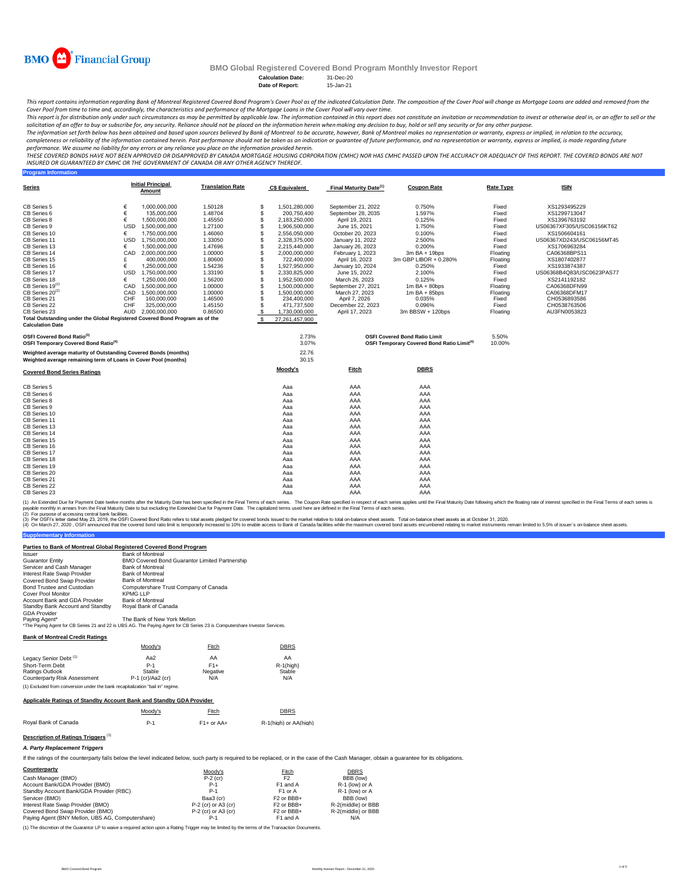BMO Financial Group

# BMO Global Registered Covered Bond Program Monthly Investor Report

**Calculation Date:** 31-Dec-20
**Date of Report:** 15-Jan-21

*This report contains information regarding Bank of Montreal Registered Covered Bond Program's Cover Pool as of the indicated Calculation Date. The composition of the Cover Pool will change as Mortgage Loans are added and removed from the Cover Pool from time to time and, accordingly, the characteristics and performance of the Mortgage Loans in the Cover Pool will vary over time.*

*This report is for distribution only under such circumstances as may be permitted by applicable law. The information contained in this report does not constitute an invitation or recommendation to invest or otherwise deal in, or an offer to sell or the solicitation of an offer to buy or subscribe for, any security. Reliance should not be placed on the information herein when making any decision to buy, hold or sell any security or for any other purpose.*

*The information set forth below has been obtained and based upon sources believed by Bank of Montreal to be accurate, however, Bank of Montreal makes no representation or warranty, express or implied, in relation to the accuracy, completeness or reliability of the information contained herein. Past performance should not be taken as an indication or guarantee of future performance, and no representation or warranty, express or implied, is made regarding future performance. We assume no liability for any errors or any reliance you place on the information provided herein.*

*THESE COVERED BONDS HAVE NOT BEEN APPROVED OR DISAPPROVED BY CANADA MORTGAGE HOUSING CORPORATION (CMHC) NOR HAS CMHC PASSED UPON THE ACCURACY OR ADEQUACY OF THIS REPORT. THE COVERED BONDS ARE NOT INSURED OR GUARANTEED BY CMHC OR THE GOVERNMENT OF CANADA OR ANY OTHER AGENCY THEREOF.*

## Program Information

| Series | Initial Principal Amount | | Translation Rate | C$ Equivalent | Final Maturity Date[1] | Coupon Rate | Rate Type | ISIN |
|---|---|---|---|---|---|---|---|---|
| CB Series 5 | € | 1,000,000,000 | 1.50128 | $ 1,501,280,000 | September 21, 2022 | 0.750% | Fixed | XS1293495229 |
| CB Series 6 | € | 135,000,000 | 1.48704 | $ 200,750,400 | September 28, 2035 | 1.597% | Fixed | XS1299713047 |
| CB Series 8 | € | 1,500,000,000 | 1.45550 | $ 2,183,250,000 | April 19, 2021 | 0.125% | Fixed | XS1396763192 |
| CB Series 9 | USD | 1,500,000,000 | 1.27100 | $ 1,906,500,000 | June 15, 2021 | 1.750% | Fixed | US06367XF305/USC06156KT62 |
| CB Series 10 | € | 1,750,000,000 | 1.46060 | $ 2,556,050,000 | October 20, 2023 | 0.100% | Fixed | XS1506604161 |
| CB Series 11 | USD | 1,750,000,000 | 1.33050 | $ 2,328,375,000 | January 11, 2022 | 2.500% | Fixed | US06367XD243/USC06156MT45 |
| CB Series 13 | € | 1,500,000,000 | 1.47696 | $ 2,215,440,000 | January 26, 2023 | 0.200% | Fixed | XS1706963284 |
| CB Series 14 | CAD | 2,000,000,000 | 1.00000 | $ 2,000,000,000 | February 1, 2023 | 3m BA + 19bps | Floating | CA06368BPS11 |
| CB Series 15 | £ | 400,000,000 | 1.80600 | $ 722,400,000 | April 16, 2023 | 3m GBP LIBOR + 0.280% | Floating | XS1807402877 |
| CB Series 16 | € | 1,250,000,000 | 1.54236 | $ 1,927,950,000 | January 10, 2024 | 0.250% | Fixed | XS1933874387 |
| CB Series 17 | USD | 1,750,000,000 | 1.33190 | $ 2,330,825,000 | June 15, 2022 | 2.100% | Fixed | US06368B4Q83/USC0623PAS77 |
| CB Series 18 | € | 1,250,000,000 | 1.56200 | $ 1,952,500,000 | March 26, 2023 | 0.125% | Fixed | XS2141192182 |
| CB Series 19[2] | CAD | 1,500,000,000 | 1.00000 | $ 1,500,000,000 | September 27, 2021 | 1m BA + 80bps | Floating | CA06368DFN99 |
| CB Series 20[2] | CAD | 1,500,000,000 | 1.00000 | $ 1,500,000,000 | March 27, 2023 | 1m BA + 85bps | Floating | CA06368DFM17 |
| CB Series 21 | CHF | 160,000,000 | 1.46500 | $ 234,400,000 | April 7, 2026 | 0.035% | Fixed | CH0536893586 |
| CB Series 22 | CHF | 325,000,000 | 1.45150 | $ 471,737,500 | December 22, 2023 | 0.096% | Fixed | CH0538763506 |
| CB Series 23 | AUD | 2,000,000,000 | 0.86500 | $ 1,730,000,000 | April 17, 2023 | 3m BBSW + 120bps | Floating | AU3FN0053823 |
| **Total Outstanding under the Global Registered Covered Bond Program as of the Calculation Date** | | | | $ 27,261,457,900 | | | | |

| | | | |
|---|---|---|---|
| **OSFI Covered Bond Ratio[3]** | 2.73% | **OSFI Covered Bond Ratio Limit** | 5.50% |
| **OSFI Temporary Covered Bond Ratio[4]** | 3.07% | **OSFI Temporary Covered Bond Ratio Limit[4]** | 10.00% |
| **Weighted average maturity of Outstanding Covered Bonds (months)** | 22.76 | | |
| **Weighted average remaining term of Loans in Cover Pool (months)** | 30.15 | | |

| Covered Bond Series Ratings | Moody's | Fitch | DBRS |
|---|---|---|---|
| CB Series 5 | Aaa | AAA | AAA |
| CB Series 6 | Aaa | AAA | AAA |
| CB Series 8 | Aaa | AAA | AAA |
| CB Series 9 | Aaa | AAA | AAA |
| CB Series 10 | Aaa | AAA | AAA |
| CB Series 11 | Aaa | AAA | AAA |
| CB Series 13 | Aaa | AAA | AAA |
| CB Series 14 | Aaa | AAA | AAA |
| CB Series 15 | Aaa | AAA | AAA |
| CB Series 16 | Aaa | AAA | AAA |
| CB Series 17 | Aaa | AAA | AAA |
| CB Series 18 | Aaa | AAA | AAA |
| CB Series 19 | Aaa | AAA | AAA |
| CB Series 20 | Aaa | AAA | AAA |
| CB Series 21 | Aaa | AAA | AAA |
| CB Series 22 | Aaa | AAA | AAA |
| CB Series 23 | Aaa | AAA | AAA |

(1) An Extended Due for Payment Date twelve months after the Maturity Date has been specified in the Final Terms of each series. The Coupon Rate specified in respect of each series applies until the Final Maturity Date following which the floating rate of interest specified in the Final Terms of each series is payable monthly in arrears from the Final Maturity Date to but excluding the Extended Due for Payment Date. The capitalized terms used here are defined in the Final Terms of each series.
(2) For purpose of accessing central bank facilities.
(3) Per OSFI's letter dated May 23, 2019, the OSFI Covered Bond Ratio refers to total assets pledged for covered bonds issued to the market relative to total on-balance sheet assets. Total on-balance sheet assets as at October 31, 2020.
(4) On March 27, 2020 , OSFI announced that the covered bond ratio limit is temporarily increased to 10% to enable access to Bank of Canada facilities while the maximum covered bond assets encumbered relating to market instruments remain limited to 5.5% of issuer`s on-balance sheet assets.

## Supplementary Information

### Parties to Bank of Montreal Global Registered Covered Bond Program

| | |
|---|---|
| Issuer | Bank of Montreal |
| Guarantor Entity | BMO Covered Bond Guarantor Limited Partnership |
| Servicer and Cash Manager | Bank of Montreal |
| Interest Rate Swap Provider | Bank of Montreal |
| Covered Bond Swap Provider | Bank of Montreal |
| Bond Trustee and Custodian | Computershare Trust Company of Canada |
| Cover Pool Monitor | KPMG LLP |
| Account Bank and GDA Provider | Bank of Montreal |
| Standby Bank Account and Standby GDA Provider | Royal Bank of Canada |
| Paying Agent* | The Bank of New York Mellon |

*The Paying Agent for CB Series 21 and 22 is UBS AG. The Paying Agent for CB Series 23 is Computershare Investor Services.

### Bank of Montreal Credit Ratings

| | Moody's | Fitch | DBRS |
|---|---|---|---|
| Legacy Senior Debt[1] | Aa2 | AA | AA |
| Short-Term Debt | P-1 | F1+ | R-1(high) |
| Ratings Outlook | Stable | Negative | Stable |
| Counterparty Risk Assessment | P-1 (cr)/Aa2 (cr) | N/A | N/A |

(1) Excluded from conversion under the bank recapitalization "bail in" regime.

### Applicable Ratings of Standby Account Bank and Standby GDA Provider

| | Moody's | Fitch | DBRS |
|---|---|---|---|
| Royal Bank of Canada | P-1 | F1+ or AA+ | R-1(high) or AA(high) |

### Description of Ratings Triggers[1]

#### *A. Party Replacement Triggers*

If the ratings of the counterparty falls below the level indicated below, such party is required to be replaced, or in the case of the Cash Manager, obtain a guarantee for its obligations.

| Counterparty | Moody's | Fitch | DBRS |
|---|---|---|---|
| Cash Manager (BMO) | P-2 (cr) | F2 | BBB (low) |
| Account Bank/GDA Provider (BMO) | P-1 | F1 and A | R-1 (low) or A |
| Standby Account Bank/GDA Provider (RBC) | P-1 | F1 or A | R-1 (low) or A |
| Servicer (BMO) | Baa3 (cr) | F2 or BBB+ | BBB (low) |
| Interest Rate Swap Provider (BMO) | P-2 (cr) or A3 (cr) | F2 or BBB+ | R-2(middle) or BBB |
| Covered Bond Swap Provider (BMO) | P-2 (cr) or A3 (cr) | F2 or BBB+ | R-2(middle) or BBB |
| Paying Agent (BNY Mellon, UBS AG, Computershare) | P-1 | F1 and A | N/A |

(1) The discretion of the Guarantor LP to waive a required action upon a Rating Trigger may be limited by the terms of the Transaction Documents.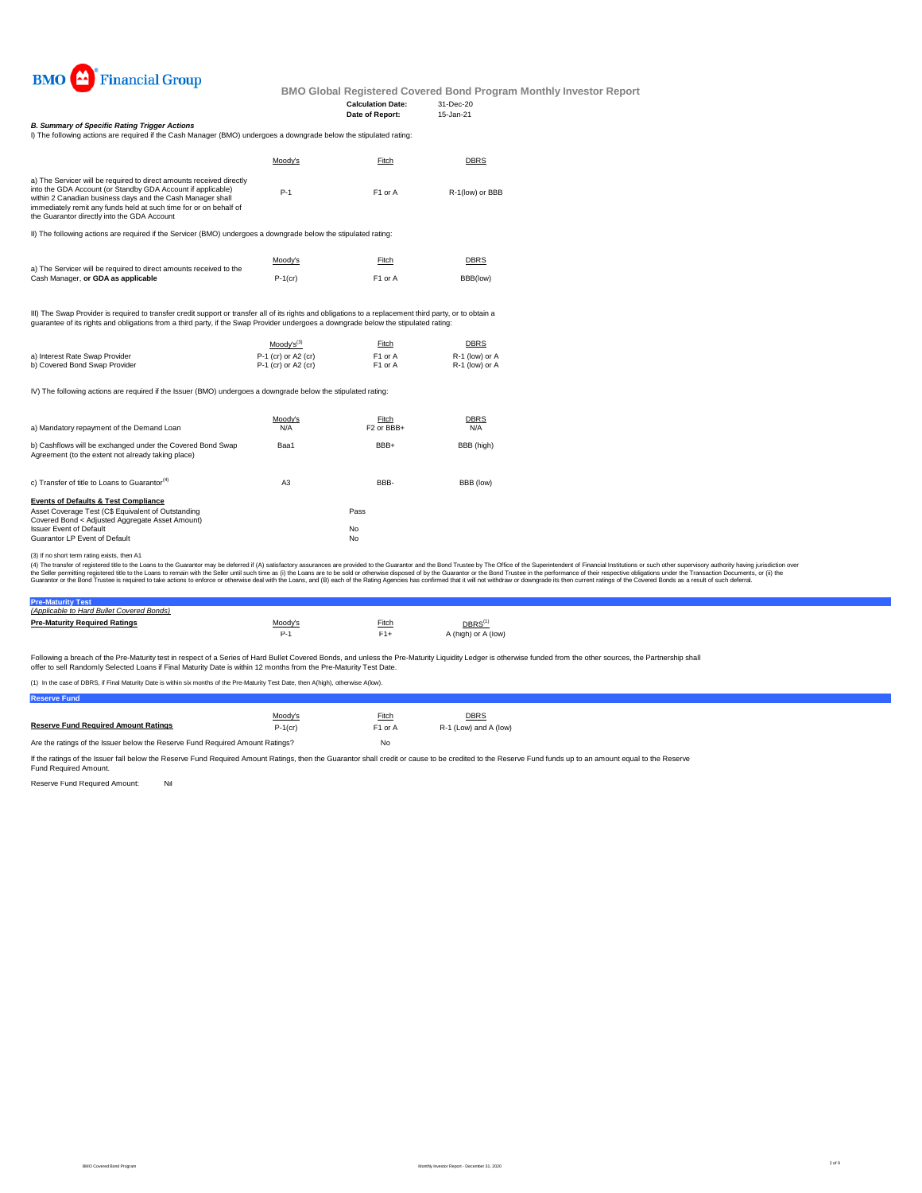BMO Financial Group

# BMO Global Registered Covered Bond Program Monthly Investor Report

**Calculation Date:** 31-Dec-20
**Date of Report:** 15-Jan-21

### *B. Summary of Specific Rating Trigger Actions*

I) The following actions are required if the Cash Manager (BMO) undergoes a downgrade below the stipulated rating:

| | Moody's | Fitch | DBRS |
|---|---|---|---|
| a) The Servicer will be required to direct amounts received directly into the GDA Account (or Standby GDA Account if applicable) within 2 Canadian business days and the Cash Manager shall immediately remit any funds held at such time for or on behalf of the Guarantor directly into the GDA Account | P-1 | F1 or A | R-1(low) or BBB |

II) The following actions are required if the Servicer (BMO) undergoes a downgrade below the stipulated rating:

| | Moody's | Fitch | DBRS |
|---|---|---|---|
| a) The Servicer will be required to direct amounts received to the Cash Manager, **or GDA as applicable** | P-1(cr) | F1 or A | BBB(low) |

III) The Swap Provider is required to transfer credit support or transfer all of its rights and obligations to a replacement third party, or to obtain a guarantee of its rights and obligations from a third party, if the Swap Provider undergoes a downgrade below the stipulated rating:

| | Moody's[3] | Fitch | DBRS |
|---|---|---|---|
| a) Interest Rate Swap Provider | P-1 (cr) or A2 (cr) | F1 or A | R-1 (low) or A |
| b) Covered Bond Swap Provider | P-1 (cr) or A2 (cr) | F1 or A | R-1 (low) or A |

IV) The following actions are required if the Issuer (BMO) undergoes a downgrade below the stipulated rating:

| | Moody's | Fitch | DBRS |
|---|---|---|---|
| a) Mandatory repayment of the Demand Loan | N/A | F2 or BBB+ | N/A |
| b) Cashflows will be exchanged under the Covered Bond Swap Agreement (to the extent not already taking place) | Baa1 | BBB+ | BBB (high) |
| c) Transfer of title to Loans to Guarantor[4] | A3 | BBB- | BBB (low) |

**Events of Defaults & Test Compliance**

| | |
|---|---|
| Asset Coverage Test (C$ Equivalent of Outstanding Covered Bond < Adjusted Aggregate Asset Amount) | Pass |
| Issuer Event of Default | No |
| Guarantor LP Event of Default | No |

(3) If no short term rating exists, then A1

(4) The transfer of registered title to the Loans to the Guarantor may be deferred if (A) satisfactory assurances are provided to the Guarantor and the Bond Trustee by The Office of the Superintendent of Financial Institutions or such other supervisory authority having jurisdiction over the Seller permitting registered title to the Loans to remain with the Seller until such time as (i) the Loans are to be sold or otherwise disposed of by the Guarantor or the Bond Trustee in the performance of their respective obligations under the Transaction Documents, or (ii) the Guarantor or the Bond Trustee is required to take actions to enforce or otherwise deal with the Loans, and (B) each of the Rating Agencies has confirmed that it will not withdraw or downgrade its then current ratings of the Covered Bonds as a result of such deferral.

## Pre-Maturity Test

*(Applicable to Hard Bullet Covered Bonds)*

| Pre-Maturity Required Ratings | Moody's | Fitch | DBRS[1] |
|---|---|---|---|
| | P-1 | F1+ | A (high) or A (low) |

Following a breach of the Pre-Maturity test in respect of a Series of Hard Bullet Covered Bonds, and unless the Pre-Maturity Liquidity Ledger is otherwise funded from the other sources, the Partnership shall offer to sell Randomly Selected Loans if Final Maturity Date is within 12 months from the Pre-Maturity Test Date.

(1) In the case of DBRS, if Final Maturity Date is within six months of the Pre-Maturity Test Date, then A(high), otherwise A(low).

## Reserve Fund

| | Moody's | Fitch | DBRS |
|---|---|---|---|
| **Reserve Fund Required Amount Ratings** | P-1(cr) | F1 or A | R-1 (Low) and A (low) |
| Are the ratings of the Issuer below the Reserve Fund Required Amount Ratings? | | No | |

If the ratings of the Issuer fall below the Reserve Fund Required Amount Ratings, then the Guarantor shall credit or cause to be credited to the Reserve Fund funds up to an amount equal to the Reserve Fund Required Amount.

Reserve Fund Required Amount: Nil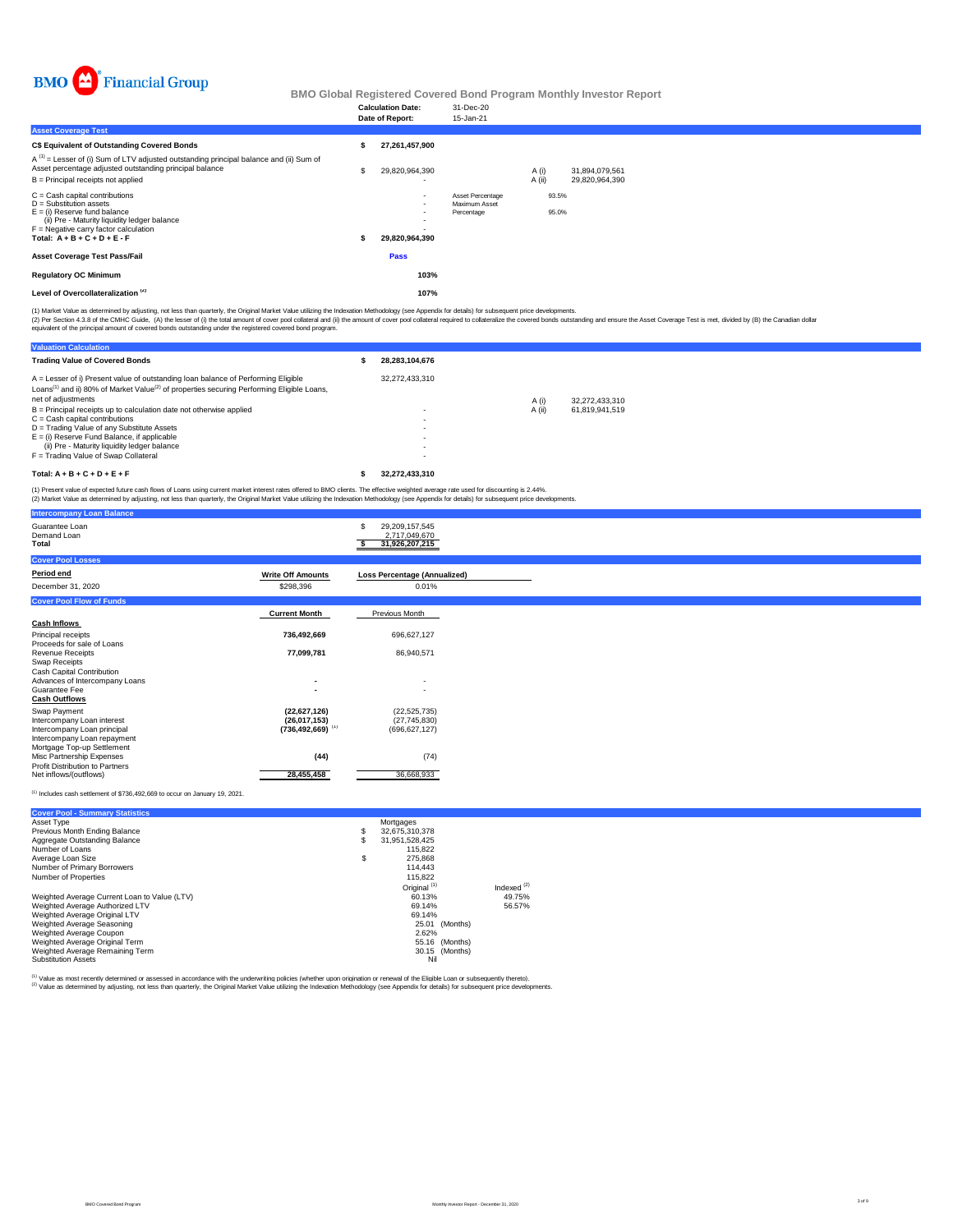BMO Financial Group

# BMO Global Registered Covered Bond Program Monthly Investor Report

| | |
|---|---|
| **Calculation Date:** | 31-Dec-20 |
| **Date of Report:** | 15-Jan-21 |

## Asset Coverage Test

| | | | | |
|---|---|---|---|---|
| **C$ Equivalent of Outstanding Covered Bonds** | **$ 27,261,457,900** | | | |
| A [1] = Lesser of (i) Sum of LTV adjusted outstanding principal balance and (ii) Sum of Asset percentage adjusted outstanding principal balance | $ 29,820,964,390 | | A (i) | 31,894,079,561 |
| B = Principal receipts not applied | - | | A (ii) | 29,820,964,390 |
| C = Cash capital contributions | - | Asset Percentage | 93.5% | |
| D = Substitution assets | - | Maximum Asset Percentage | 95.0% | |
| E = (i) Reserve fund balance | - | | | |
| (ii) Pre - Maturity liquidity ledger balance | - | | | |
| F = Negative carry factor calculation | - | | | |
| **Total: A + B + C + D + E - F** | **$ 29,820,964,390** | | | |
| **Asset Coverage Test Pass/Fail** | **Pass** | | | |
| **Regulatory OC Minimum** | **103%** | | | |
| **Level of Overcollateralization [2]** | **107%** | | | |

(1) Market Value as determined by adjusting, not less than quarterly, the Original Market Value utilizing the Indexation Methodology (see Appendix for details) for subsequent price developments.
(2) Per Section 4.3.8 of the CMHC Guide, (A) the lesser of (i) the total amount of cover pool collateral and (ii) the amount of cover pool collateral required to collateralize the covered bonds outstanding and ensure the Asset Coverage Test is met, divided by (B) the Canadian dollar equivalent of the principal amount of covered bonds outstanding under the registered covered bond program.

## Valuation Calculation

| | | | |
|---|---|---|---|
| **Trading Value of Covered Bonds** | **$ 28,283,104,676** | | |
| A = Lesser of i) Present value of outstanding loan balance of Performing Eligible Loans[1] and ii) 80% of Market Value[2] of properties securing Performing Eligible Loans, net of adjustments | 32,272,433,310 | A (i) | 32,272,433,310 |
| B = Principal receipts up to calculation date not otherwise applied | - | A (ii) | 61,819,941,519 |
| C = Cash capital contributions | - | | |
| D = Trading Value of any Substitute Assets | - | | |
| E = (i) Reserve Fund Balance, if applicable | - | | |
| (ii) Pre - Maturity liquidity ledger balance | - | | |
| F = Trading Value of Swap Collateral | - | | |
| **Total: A + B + C + D + E + F** | **$ 32,272,433,310** | | |

(1) Present value of expected future cash flows of Loans using current market interest rates offered to BMO clients. The effective weighted average rate used for discounting is 2.44%.
(2) Market Value as determined by adjusting, not less than quarterly, the Original Market Value utilizing the Indexation Methodology (see Appendix for details) for subsequent price developments.

## Intercompany Loan Balance

| | |
|---|---|
| Guarantee Loan | $ 29,209,157,545 |
| Demand Loan | 2,717,049,670 |
| **Total** | **$ 31,926,207,215** |

## Cover Pool Losses

| Period end | Write Off Amounts | Loss Percentage (Annualized) |
|---|---|---|
| December 31, 2020 | $298,396 | 0.01% |

## Cover Pool Flow of Funds

| | Current Month | Previous Month |
|---|---|---|
| **Cash Inflows** | | |
| Principal receipts | **736,492,669** | 696,627,127 |
| Proceeds for sale of Loans | | |
| Revenue Receipts | **77,099,781** | 86,940,571 |
| Swap Receipts | | |
| Cash Capital Contribution | | |
| Advances of Intercompany Loans | **-** | - |
| Guarantee Fee | **-** | - |
| **Cash Outflows** | | |
| Swap Payment | **(22,627,126)** | (22,525,735) |
| Intercompany Loan interest | **(26,017,153)** | (27,745,830) |
| Intercompany Loan principal | **(736,492,669)** [1] | (696,627,127) |
| Intercompany Loan repayment | | |
| Mortgage Top-up Settlement | | |
| Misc Partnership Expenses | **(44)** | (74) |
| Profit Distribution to Partners | | |
| Net inflows/(outflows) | **28,455,458** | 36,668,933 |

[1] Includes cash settlement of $736,492,669 to occur on January 19, 2021.

## Cover Pool - Summary Statistics

| | | |
|---|---|---|
| Asset Type | Mortgages | |
| Previous Month Ending Balance | $ 32,675,310,378 | |
| Aggregate Outstanding Balance | $ 31,951,528,425 | |
| Number of Loans | 115,822 | |
| Average Loan Size | $ 275,868 | |
| Number of Primary Borrowers | 114,443 | |
| Number of Properties | 115,822 | |
| | Original [1] | Indexed [2] |
| Weighted Average Current Loan to Value (LTV) | 60.13% | 49.75% |
| Weighted Average Authorized LTV | 69.14% | 56.57% |
| Weighted Average Original LTV | 69.14% | |
| Weighted Average Seasoning | 25.01 (Months) | |
| Weighted Average Coupon | 2.62% | |
| Weighted Average Original Term | 55.16 (Months) | |
| Weighted Average Remaining Term | 30.15 (Months) | |
| Substitution Assets | Nil | |

[1] Value as most recently determined or assessed in accordance with the underwriting policies (whether upon origination or renewal of the Eligible Loan or subsequently thereto).
[2] Value as determined by adjusting, not less than quarterly, the Original Market Value utilizing the Indexation Methodology (see Appendix for details) for subsequent price developments.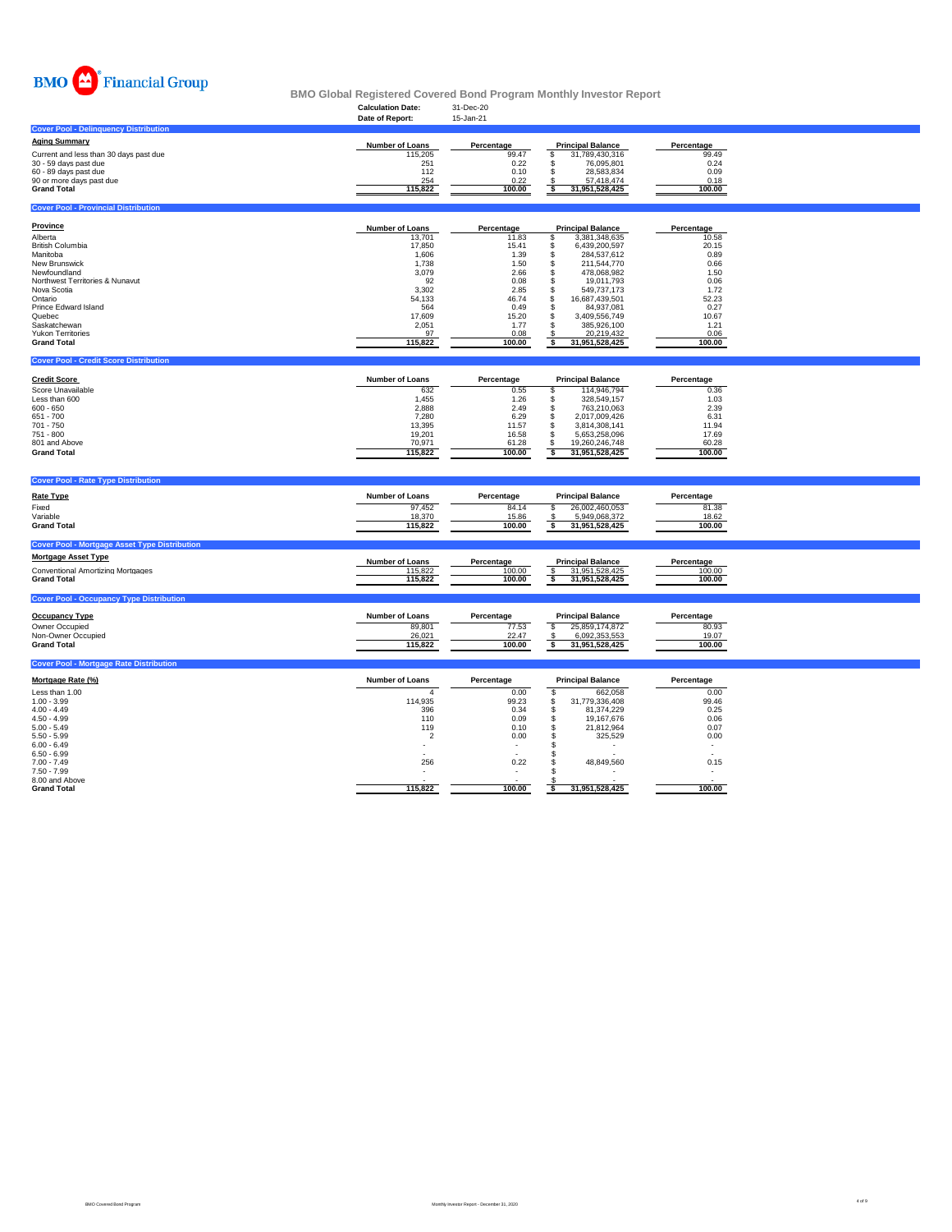BMO Financial Group

# BMO Global Registered Covered Bond Program Monthly Investor Report

**Calculation Date:** 31-Dec-20
**Date of Report:** 15-Jan-21

## Cover Pool - Delinquency Distribution

| Aging Summary | Number of Loans | Percentage | Principal Balance | Percentage |
|---|---|---|---|---|
| Current and less than 30 days past due | 115,205 | 99.47 | $ 31,789,430,316 | 99.49 |
| 30 - 59 days past due | 251 | 0.22 | $ 76,095,801 | 0.24 |
| 60 - 89 days past due | 112 | 0.10 | $ 28,583,834 | 0.09 |
| 90 or more days past due | 254 | 0.22 | $ 57,418,474 | 0.18 |
| **Grand Total** | **115,822** | **100.00** | **$ 31,951,528,425** | **100.00** |

## Cover Pool - Provincial Distribution

| Province | Number of Loans | Percentage | Principal Balance | Percentage |
|---|---|---|---|---|
| Alberta | 13,701 | 11.83 | $ 3,381,348,635 | 10.58 |
| British Columbia | 17,850 | 15.41 | $ 6,439,200,597 | 20.15 |
| Manitoba | 1,606 | 1.39 | $ 284,537,612 | 0.89 |
| New Brunswick | 1,738 | 1.50 | $ 211,544,770 | 0.66 |
| Newfoundland | 3,079 | 2.66 | $ 478,068,982 | 1.50 |
| Northwest Territories & Nunavut | 92 | 0.08 | $ 19,011,793 | 0.06 |
| Nova Scotia | 3,302 | 2.85 | $ 549,737,173 | 1.72 |
| Ontario | 54,133 | 46.74 | $ 16,687,439,501 | 52.23 |
| Prince Edward Island | 564 | 0.49 | $ 84,937,081 | 0.27 |
| Quebec | 17,609 | 15.20 | $ 3,409,556,749 | 10.67 |
| Saskatchewan | 2,051 | 1.77 | $ 385,926,100 | 1.21 |
| Yukon Territories | 97 | 0.08 | $ 20,219,432 | 0.06 |
| **Grand Total** | **115,822** | **100.00** | **$ 31,951,528,425** | **100.00** |

## Cover Pool - Credit Score Distribution

| Credit Score | Number of Loans | Percentage | Principal Balance | Percentage |
|---|---|---|---|---|
| Score Unavailable | 632 | 0.55 | $ 114,946,794 | 0.36 |
| Less than 600 | 1,455 | 1.26 | $ 328,549,157 | 1.03 |
| 600 - 650 | 2,888 | 2.49 | $ 763,210,063 | 2.39 |
| 651 - 700 | 7,280 | 6.29 | $ 2,017,009,426 | 6.31 |
| 701 - 750 | 13,395 | 11.57 | $ 3,814,308,141 | 11.94 |
| 751 - 800 | 19,201 | 16.58 | $ 5,653,258,096 | 17.69 |
| 801 and Above | 70,971 | 61.28 | $ 19,260,246,748 | 60.28 |
| **Grand Total** | **115,822** | **100.00** | **$ 31,951,528,425** | **100.00** |

## Cover Pool - Rate Type Distribution

| Rate Type | Number of Loans | Percentage | Principal Balance | Percentage |
|---|---|---|---|---|
| Fixed | 97,452 | 84.14 | $ 26,002,460,053 | 81.38 |
| Variable | 18,370 | 15.86 | $ 5,949,068,372 | 18.62 |
| **Grand Total** | **115,822** | **100.00** | **$ 31,951,528,425** | **100.00** |

## Cover Pool - Mortgage Asset Type Distribution

| Mortgage Asset Type | Number of Loans | Percentage | Principal Balance | Percentage |
|---|---|---|---|---|
| Conventional Amortizing Mortgages | 115,822 | 100.00 | $ 31,951,528,425 | 100.00 |
| **Grand Total** | **115,822** | **100.00** | **$ 31,951,528,425** | **100.00** |

## Cover Pool - Occupancy Type Distribution

| Occupancy Type | Number of Loans | Percentage | Principal Balance | Percentage |
|---|---|---|---|---|
| Owner Occupied | 89,801 | 77.53 | $ 25,859,174,872 | 80.93 |
| Non-Owner Occupied | 26,021 | 22.47 | $ 6,092,353,553 | 19.07 |
| **Grand Total** | **115,822** | **100.00** | **$ 31,951,528,425** | **100.00** |

## Cover Pool - Mortgage Rate Distribution

| Mortgage Rate (%) | Number of Loans | Percentage | Principal Balance | Percentage |
|---|---|---|---|---|
| Less than 1.00 | 4 | 0.00 | $ 662,058 | 0.00 |
| 1.00 - 3.99 | 114,935 | 99.23 | $ 31,779,336,408 | 99.46 |
| 4.00 - 4.49 | 396 | 0.34 | $ 81,374,229 | 0.25 |
| 4.50 - 4.99 | 110 | 0.09 | $ 19,167,676 | 0.06 |
| 5.00 - 5.49 | 119 | 0.10 | $ 21,812,964 | 0.07 |
| 5.50 - 5.99 | 2 | 0.00 | $ 325,529 | 0.00 |
| 6.00 - 6.49 | - | - | $ - | - |
| 6.50 - 6.99 | - | - | $ - | - |
| 7.00 - 7.49 | 256 | 0.22 | $ 48,849,560 | 0.15 |
| 7.50 - 7.99 | - | - | $ - | - |
| 8.00 and Above | - | - | $ - | - |
| **Grand Total** | **115,822** | **100.00** | **$ 31,951,528,425** | **100.00** |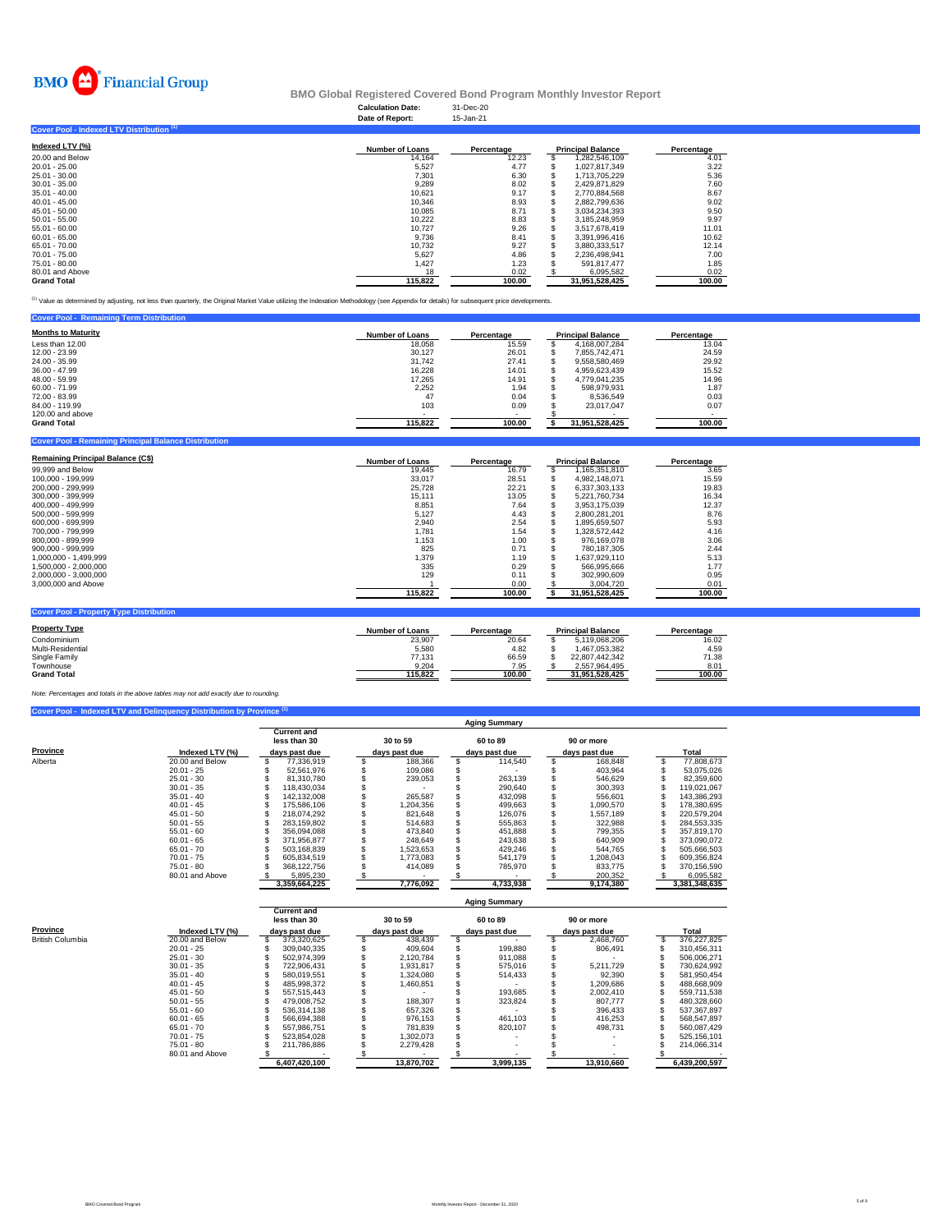BMO Financial Group

**BMO Global Registered Covered Bond Program Monthly Investor Report**

**Calculation Date:** 31-Dec-20
**Date of Report:** 15-Jan-21

## Cover Pool - Indexed LTV Distribution [1]

| Indexed LTV (%) | Number of Loans | Percentage | Principal Balance | Percentage |
|---|---|---|---|---|
| 20.00 and Below | 14,164 | 12.23 | $ 1,282,546,109 | 4.01 |
| 20.01 - 25.00 | 5,527 | 4.77 | $ 1,027,817,349 | 3.22 |
| 25.01 - 30.00 | 7,301 | 6.30 | $ 1,713,705,229 | 5.36 |
| 30.01 - 35.00 | 9,289 | 8.02 | $ 2,429,871,829 | 7.60 |
| 35.01 - 40.00 | 10,621 | 9.17 | $ 2,770,884,568 | 8.67 |
| 40.01 - 45.00 | 10,346 | 8.93 | $ 2,882,799,636 | 9.02 |
| 45.01 - 50.00 | 10,085 | 8.71 | $ 3,034,234,393 | 9.50 |
| 50.01 - 55.00 | 10,222 | 8.83 | $ 3,185,248,959 | 9.97 |
| 55.01 - 60.00 | 10,727 | 9.26 | $ 3,517,678,419 | 11.01 |
| 60.01 - 65.00 | 9,736 | 8.41 | $ 3,391,996,416 | 10.62 |
| 65.01 - 70.00 | 10,732 | 9.27 | $ 3,880,333,517 | 12.14 |
| 70.01 - 75.00 | 5,627 | 4.86 | $ 2,236,498,941 | 7.00 |
| 75.01 - 80.00 | 1,427 | 1.23 | $ 591,817,477 | 1.85 |
| 80.01 and Above | 18 | 0.02 | $ 6,095,582 | 0.02 |
| **Grand Total** | **115,822** | **100.00** | **31,951,528,425** | **100.00** |

[1] Value as determined by adjusting, not less than quarterly, the Original Market Value utilizing the Indexation Methodology (see Appendix for details) for subsequent price developments.

## Cover Pool - Remaining Term Distribution

| Months to Maturity | Number of Loans | Percentage | Principal Balance | Percentage |
|---|---|---|---|---|
| Less than 12.00 | 18,058 | 15.59 | $ 4,168,007,284 | 13.04 |
| 12.00 - 23.99 | 30,127 | 26.01 | $ 7,855,742,471 | 24.59 |
| 24.00 - 35.99 | 31,742 | 27.41 | $ 9,558,580,469 | 29.92 |
| 36.00 - 47.99 | 16,228 | 14.01 | $ 4,959,623,439 | 15.52 |
| 48.00 - 59.99 | 17,265 | 14.91 | $ 4,779,041,235 | 14.96 |
| 60.00 - 71.99 | 2,252 | 1.94 | $ 598,979,931 | 1.87 |
| 72.00 - 83.99 | 47 | 0.04 | $ 8,536,549 | 0.03 |
| 84.00 - 119.99 | 103 | 0.09 | $ 23,017,047 | 0.07 |
| 120.00 and above | | | $ - | |
| **Grand Total** | **115,822** | **100.00** | **$ 31,951,528,425** | **100.00** |

## Cover Pool - Remaining Principal Balance Distribution

| Remaining Principal Balance (C$) | Number of Loans | Percentage | Principal Balance | Percentage |
|---|---|---|---|---|
| 99,999 and Below | 19,445 | 16.79 | $ 1,165,351,810 | 3.65 |
| 100,000 - 199,999 | 33,017 | 28.51 | $ 4,982,148,071 | 15.59 |
| 200,000 - 299,999 | 25,728 | 22.21 | $ 6,337,303,133 | 19.83 |
| 300,000 - 399,999 | 15,111 | 13.05 | $ 5,221,760,734 | 16.34 |
| 400,000 - 499,999 | 8,851 | 7.64 | $ 3,953,175,039 | 12.37 |
| 500,000 - 599,999 | 5,127 | 4.43 | $ 2,800,281,201 | 8.76 |
| 600,000 - 699,999 | 2,940 | 2.54 | $ 1,895,659,507 | 5.93 |
| 700,000 - 799,999 | 1,781 | 1.54 | $ 1,328,572,442 | 4.16 |
| 800,000 - 899,999 | 1,153 | 1.00 | $ 976,169,078 | 3.06 |
| 900,000 - 999,999 | 825 | 0.71 | $ 780,187,305 | 2.44 |
| 1,000,000 - 1,499,999 | 1,379 | 1.19 | $ 1,637,929,110 | 5.13 |
| 1,500,000 - 2,000,000 | 335 | 0.29 | $ 566,995,666 | 1.77 |
| 2,000,000 - 3,000,000 | 129 | 0.11 | $ 302,990,609 | 0.95 |
| 3,000,000 and Above | 1 | 0.00 | $ 3,004,720 | 0.01 |
| | **115,822** | **100.00** | **$ 31,951,528,425** | **100.00** |

## Cover Pool - Property Type Distribution

| Property Type | Number of Loans | Percentage | Principal Balance | Percentage |
|---|---|---|---|---|
| Condominium | 23,907 | 20.64 | $ 5,119,068,206 | 16.02 |
| Multi-Residential | 5,580 | 4.82 | $ 1,467,053,382 | 4.59 |
| Single Family | 77,131 | 66.59 | $ 22,807,442,342 | 71.38 |
| Townhouse | 9,204 | 7.95 | $ 2,557,964,495 | 8.01 |
| **Grand Total** | **115,822** | **100.00** | **31,951,528,425** | **100.00** |

*Note: Percentages and totals in the above tables may not add exactly due to rounding.*

## Cover Pool - Indexed LTV and Delinquency Distribution by Province [1]

| | | Aging Summary | | | | |
|---|---|---|---|---|---|---|
| Province | Indexed LTV (%) | Current and less than 30 days past due | 30 to 59 days past due | 60 to 89 days past due | 90 or more days past due | Total |
| Alberta | 20.00 and Below | $ 77,336,919 | $ 188,366 | $ 114,540 | $ 168,848 | $ 77,808,673 |
| | 20.01 - 25 | $ 52,561,976 | $ 109,086 | $ - | $ 403,964 | $ 53,075,026 |
| | 25.01 - 30 | $ 81,310,780 | $ 239,053 | $ 263,139 | $ 546,629 | $ 82,359,600 |
| | 30.01 - 35 | $ 118,430,034 | $ - | $ 290,640 | $ 300,393 | $ 119,021,067 |
| | 35.01 - 40 | $ 142,132,008 | $ 265,587 | $ 432,098 | $ 556,601 | $ 143,386,293 |
| | 40.01 - 45 | $ 175,586,106 | $ 1,204,356 | $ 499,663 | $ 1,090,570 | $ 178,380,695 |
| | 45.01 - 50 | $ 218,074,292 | $ 821,648 | $ 126,076 | $ 1,557,189 | $ 220,579,204 |
| | 50.01 - 55 | $ 283,159,802 | $ 514,683 | $ 555,863 | $ 322,988 | $ 284,553,335 |
| | 55.01 - 60 | $ 356,094,088 | $ 473,840 | $ 451,888 | $ 799,355 | $ 357,819,170 |
| | 60.01 - 65 | $ 371,956,877 | $ 248,649 | $ 243,638 | $ 640,909 | $ 373,090,072 |
| | 65.01 - 70 | $ 503,168,839 | $ 1,523,653 | $ 429,246 | $ 544,765 | $ 505,666,503 |
| | 70.01 - 75 | $ 605,834,519 | $ 1,773,083 | $ 541,179 | $ 1,208,043 | $ 609,356,824 |
| | 75.01 - 80 | $ 368,122,756 | $ 414,089 | $ 785,970 | $ 833,775 | $ 370,156,590 |
| | 80.01 and Above | $ 5,895,230 | $ - | $ - | $ 200,352 | $ 6,095,582 |
| | | **3,359,664,225** | **7,776,092** | **4,733,938** | **9,174,380** | **3,381,348,635** |

| | | Aging Summary | | | | |
|---|---|---|---|---|---|---|
| Province | Indexed LTV (%) | Current and less than 30 days past due | 30 to 59 days past due | 60 to 89 days past due | 90 or more days past due | Total |
| British Columbia | 20.00 and Below | $ 373,320,625 | $ 438,439 | $ - | $ 2,468,760 | $ 376,227,825 |
| | 20.01 - 25 | $ 309,040,335 | $ 409,604 | $ 199,880 | $ 806,491 | $ 310,456,311 |
| | 25.01 - 30 | $ 502,974,399 | $ 2,120,784 | $ 911,088 | $ - | $ 506,006,271 |
| | 30.01 - 35 | $ 722,906,431 | $ 1,931,817 | $ 575,016 | $ 5,211,729 | $ 730,624,992 |
| | 35.01 - 40 | $ 580,019,551 | $ 1,324,080 | $ 514,433 | $ 92,390 | $ 581,950,454 |
| | 40.01 - 45 | $ 485,998,372 | $ 1,460,851 | $ - | $ 1,209,686 | $ 488,668,909 |
| | 45.01 - 50 | $ 557,515,443 | $ - | $ 193,685 | $ 2,002,410 | $ 559,711,538 |
| | 50.01 - 55 | $ 479,008,752 | $ 188,307 | $ 323,824 | $ 807,777 | $ 480,328,660 |
| | 55.01 - 60 | $ 536,314,138 | $ 657,326 | $ - | $ 396,433 | $ 537,367,897 |
| | 60.01 - 65 | $ 566,694,388 | $ 976,153 | $ 461,103 | $ 416,253 | $ 568,547,897 |
| | 65.01 - 70 | $ 557,986,751 | $ 781,839 | $ 820,107 | $ 498,731 | $ 560,087,429 |
| | 70.01 - 75 | $ 523,854,028 | $ 1,302,073 | $ - | $ - | $ 525,156,101 |
| | 75.01 - 80 | $ 211,786,886 | $ 2,279,428 | $ - | $ - | $ 214,066,314 |
| | 80.01 and Above | $ - | $ - | $ - | $ - | $ - |
| | | **6,407,420,100** | **13,870,702** | **3,999,135** | **13,910,660** | **6,439,200,597** |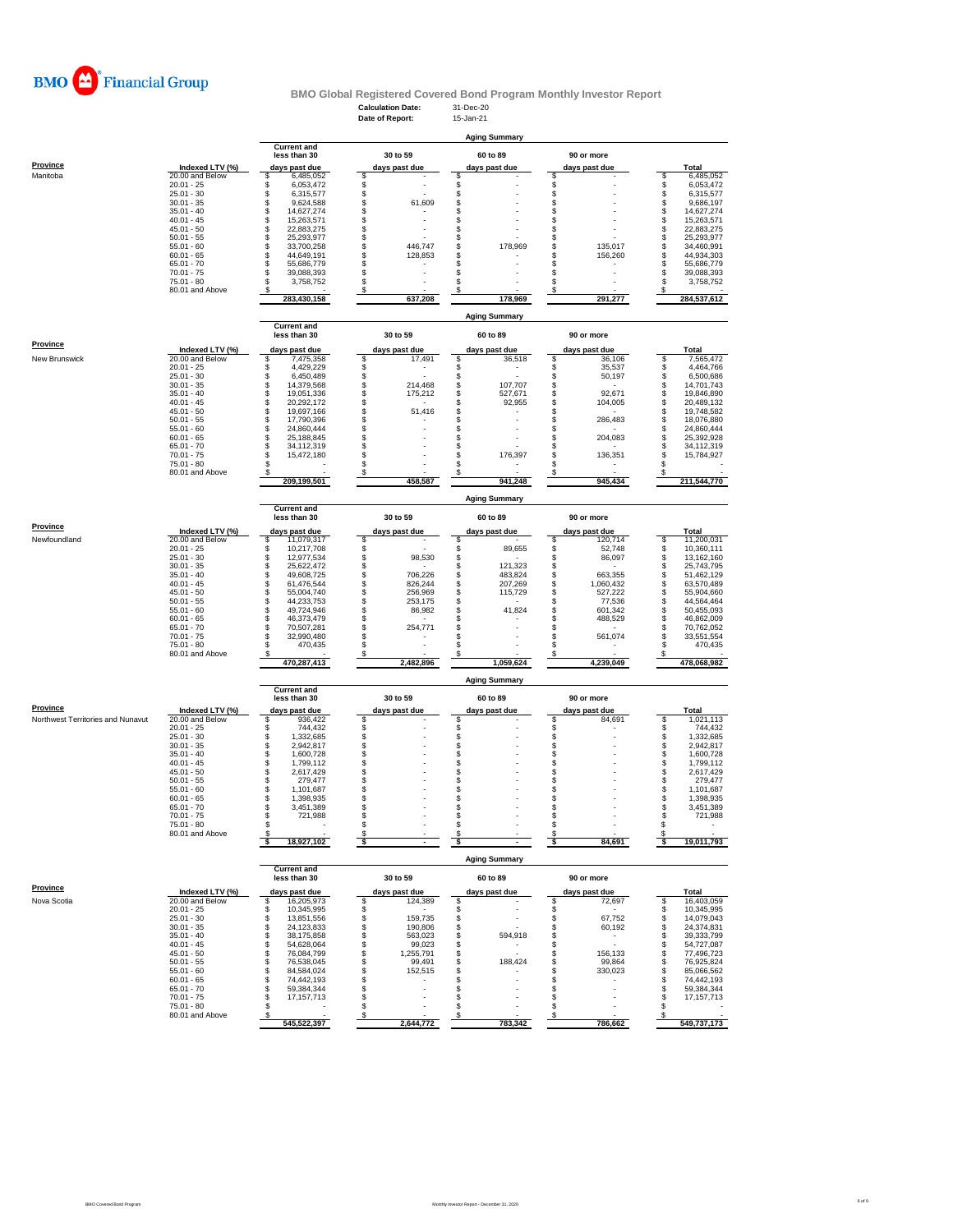**BMO Financial Group**

## BMO Global Registered Covered Bond Program Monthly Investor Report

**Calculation Date:** 31-Dec-20
**Date of Report:** 15-Jan-21

### Aging Summary

| Province | Indexed LTV (%) | Current and less than 30 days past due | 30 to 59 days past due | 60 to 89 days past due | 90 or more days past due | Total |
|---|---|---|---|---|---|---|
| Manitoba | 20.00 and Below | $ 6,485,052 | $ - | $ - | $ - | $ 6,485,052 |
| | 20.01 - 25 | $ 6,053,472 | $ - | $ - | $ - | $ 6,053,472 |
| | 25.01 - 30 | $ 6,315,577 | $ - | $ - | $ - | $ 6,315,577 |
| | 30.01 - 35 | $ 9,624,588 | $ 61,609 | $ - | $ - | $ 9,686,197 |
| | 35.01 - 40 | $ 14,627,274 | $ - | $ - | $ - | $ 14,627,274 |
| | 40.01 - 45 | $ 15,263,571 | $ - | $ - | $ - | $ 15,263,571 |
| | 45.01 - 50 | $ 22,883,275 | $ - | $ - | $ - | $ 22,883,275 |
| | 50.01 - 55 | $ 25,293,977 | $ - | $ - | $ - | $ 25,293,977 |
| | 55.01 - 60 | $ 33,700,258 | $ 446,747 | $ 178,969 | $ 135,017 | $ 34,460,991 |
| | 60.01 - 65 | $ 44,649,191 | $ 128,853 | $ - | $ 156,260 | $ 44,934,303 |
| | 65.01 - 70 | $ 55,686,779 | $ - | $ - | $ - | $ 55,686,779 |
| | 70.01 - 75 | $ 39,088,393 | $ - | $ - | $ - | $ 39,088,393 |
| | 75.01 - 80 | $ 3,758,752 | $ - | $ - | $ - | $ 3,758,752 |
| | 80.01 and Above | $ - | $ - | $ - | $ - | $ - |
| | | 283,430,158 | 637,208 | 178,969 | 291,277 | 284,537,612 |

### Aging Summary

| Province | Indexed LTV (%) | Current and less than 30 days past due | 30 to 59 days past due | 60 to 89 days past due | 90 or more days past due | Total |
|---|---|---|---|---|---|---|
| New Brunswick | 20.00 and Below | $ 7,475,358 | $ 17,491 | $ 36,518 | $ 36,106 | $ 7,565,472 |
| | 20.01 - 25 | $ 4,429,229 | $ - | $ - | $ 35,537 | $ 4,464,766 |
| | 25.01 - 30 | $ 6,450,489 | $ - | $ - | $ 50,197 | $ 6,500,686 |
| | 30.01 - 35 | $ 14,379,568 | $ 214,468 | $ 107,707 | $ - | $ 14,701,743 |
| | 35.01 - 40 | $ 19,051,336 | $ 175,212 | $ 527,671 | $ 92,671 | $ 19,846,890 |
| | 40.01 - 45 | $ 20,292,172 | $ - | $ 92,955 | $ 104,005 | $ 20,489,132 |
| | 45.01 - 50 | $ 19,697,166 | $ 51,416 | $ - | $ - | $ 19,748,582 |
| | 50.01 - 55 | $ 17,790,396 | $ - | $ - | $ 286,483 | $ 18,076,880 |
| | 55.01 - 60 | $ 24,860,444 | $ - | $ - | $ - | $ 24,860,444 |
| | 60.01 - 65 | $ 25,188,845 | $ - | $ - | $ 204,083 | $ 25,392,928 |
| | 65.01 - 70 | $ 34,112,319 | $ - | $ - | $ - | $ 34,112,319 |
| | 70.01 - 75 | $ 15,472,180 | $ - | $ 176,397 | $ 136,351 | $ 15,784,927 |
| | 75.01 - 80 | $ - | $ - | $ - | $ - | $ - |
| | 80.01 and Above | $ - | $ - | $ - | $ - | $ - |
| | | 209,199,501 | 458,587 | 941,248 | 945,434 | 211,544,770 |

### Aging Summary

| Province | Indexed LTV (%) | Current and less than 30 days past due | 30 to 59 days past due | 60 to 89 days past due | 90 or more days past due | Total |
|---|---|---|---|---|---|---|
| Newfoundland | 20.00 and Below | $ 11,079,317 | $ - | $ - | $ 120,714 | $ 11,200,031 |
| | 20.01 - 25 | $ 10,217,708 | $ - | $ 89,655 | $ 52,748 | $ 10,360,111 |
| | 25.01 - 30 | $ 12,977,534 | $ 98,530 | $ - | $ 86,097 | $ 13,162,160 |
| | 30.01 - 35 | $ 25,622,472 | $ - | $ 121,323 | $ - | $ 25,743,795 |
| | 35.01 - 40 | $ 49,608,725 | $ 706,226 | $ 483,824 | $ 663,355 | $ 51,462,129 |
| | 40.01 - 45 | $ 61,476,544 | $ 826,244 | $ 207,269 | $ 1,060,432 | $ 63,570,489 |
| | 45.01 - 50 | $ 55,004,740 | $ 256,969 | $ 115,729 | $ 527,222 | $ 55,904,660 |
| | 50.01 - 55 | $ 44,233,753 | $ 253,175 | $ - | $ 77,536 | $ 44,564,464 |
| | 55.01 - 60 | $ 49,724,946 | $ 86,982 | $ 41,824 | $ 601,342 | $ 50,455,093 |
| | 60.01 - 65 | $ 46,373,479 | $ - | $ - | $ 488,529 | $ 46,862,009 |
| | 65.01 - 70 | $ 70,507,281 | $ 254,771 | $ - | $ - | $ 70,762,052 |
| | 70.01 - 75 | $ 32,990,480 | $ - | $ - | $ 561,074 | $ 33,551,554 |
| | 75.01 - 80 | $ 470,435 | $ - | $ - | $ - | $ 470,435 |
| | 80.01 and Above | $ - | $ - | $ - | $ - | $ - |
| | | 470,287,413 | 2,482,896 | 1,059,624 | 4,239,049 | 478,068,982 |

### Aging Summary

| Province | Indexed LTV (%) | Current and less than 30 days past due | 30 to 59 days past due | 60 to 89 days past due | 90 or more days past due | Total |
|---|---|---|---|---|---|---|
| Northwest Territories and Nunavut | 20.00 and Below | $ 936,422 | $ - | $ - | $ 84,691 | $ 1,021,113 |
| | 20.01 - 25 | $ 744,432 | $ - | $ - | $ - | $ 744,432 |
| | 25.01 - 30 | $ 1,332,685 | $ - | $ - | $ - | $ 1,332,685 |
| | 30.01 - 35 | $ 2,942,817 | $ - | $ - | $ - | $ 2,942,817 |
| | 35.01 - 40 | $ 1,600,728 | $ - | $ - | $ - | $ 1,600,728 |
| | 40.01 - 45 | $ 1,799,112 | $ - | $ - | $ - | $ 1,799,112 |
| | 45.01 - 50 | $ 2,617,429 | $ - | $ - | $ - | $ 2,617,429 |
| | 50.01 - 55 | $ 279,477 | $ - | $ - | $ - | $ 279,477 |
| | 55.01 - 60 | $ 1,101,687 | $ - | $ - | $ - | $ 1,101,687 |
| | 60.01 - 65 | $ 1,398,935 | $ - | $ - | $ - | $ 1,398,935 |
| | 65.01 - 70 | $ 3,451,389 | $ - | $ - | $ - | $ 3,451,389 |
| | 70.01 - 75 | $ 721,988 | $ - | $ - | $ - | $ 721,988 |
| | 75.01 - 80 | $ - | $ - | $ - | $ - | $ - |
| | 80.01 and Above | $ - | $ - | $ - | $ - | $ - |
| | | $ 18,927,102 | $ - | $ - | $ 84,691 | $ 19,011,793 |

### Aging Summary

| Province | Indexed LTV (%) | Current and less than 30 days past due | 30 to 59 days past due | 60 to 89 days past due | 90 or more days past due | Total |
|---|---|---|---|---|---|---|
| Nova Scotia | 20.00 and Below | $ 16,205,973 | $ 124,389 | $ - | $ 72,697 | $ 16,403,059 |
| | 20.01 - 25 | $ 10,345,995 | $ - | $ - | $ - | $ 10,345,995 |
| | 25.01 - 30 | $ 13,851,556 | $ 159,735 | $ - | $ 67,752 | $ 14,079,043 |
| | 30.01 - 35 | $ 24,123,833 | $ 190,806 | $ - | $ 60,192 | $ 24,374,831 |
| | 35.01 - 40 | $ 38,175,858 | $ 563,023 | $ 594,918 | $ - | $ 39,333,799 |
| | 40.01 - 45 | $ 54,628,064 | $ 99,023 | $ - | $ - | $ 54,727,087 |
| | 45.01 - 50 | $ 76,084,799 | $ 1,255,791 | $ - | $ 156,133 | $ 77,496,723 |
| | 50.01 - 55 | $ 76,538,045 | $ 99,491 | $ 188,424 | $ 99,864 | $ 76,925,824 |
| | 55.01 - 60 | $ 84,584,024 | $ 152,515 | $ - | $ 330,023 | $ 85,066,562 |
| | 60.01 - 65 | $ 74,442,193 | $ - | $ - | $ - | $ 74,442,193 |
| | 65.01 - 70 | $ 59,384,344 | $ - | $ - | $ - | $ 59,384,344 |
| | 70.01 - 75 | $ 17,157,713 | $ - | $ - | $ - | $ 17,157,713 |
| | 75.01 - 80 | $ - | $ - | $ - | $ - | $ - |
| | 80.01 and Above | $ - | $ - | $ - | $ - | $ - |
| | | 545,522,397 | 2,644,772 | 783,342 | 786,662 | 549,737,173 |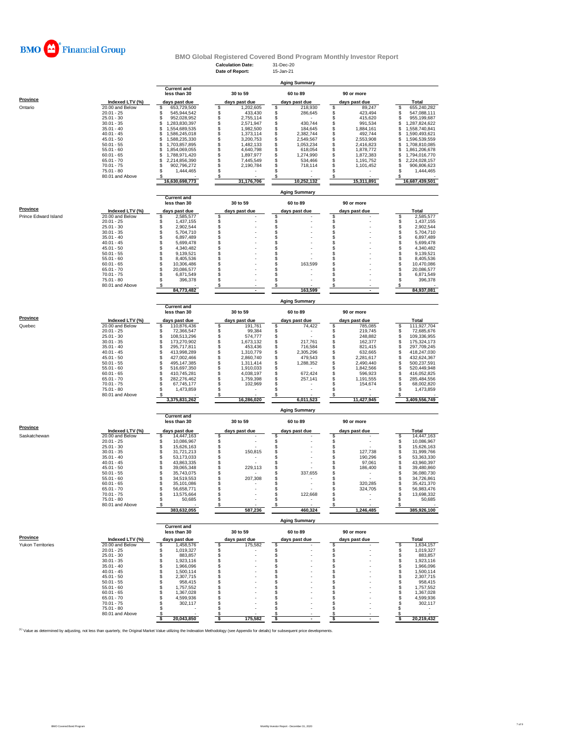**BMO Financial Group**

## BMO Global Registered Covered Bond Program Monthly Investor Report

**Calculation Date:** 31-Dec-20
**Date of Report:** 15-Jan-21

### Aging Summary

| Province | Indexed LTV (%) | Current and less than 30 days past due | 30 to 59 days past due | 60 to 89 days past due | 90 or more days past due | Total |
|---|---|---|---|---|---|---|
| Ontario | 20.00 and Below | $ 653,729,500 | $ 1,202,605 | $ 218,930 | $ 89,247 | $ 655,240,282 |
| | 20.01 - 25 | $ 545,944,542 | $ 433,430 | $ 286,645 | $ 423,494 | $ 547,088,111 |
| | 25.01 - 30 | $ 952,028,952 | $ 2,755,114 | $ - | $ 415,620 | $ 955,199,687 |
| | 30.01 - 35 | $ 1,283,830,397 | $ 2,571,947 | $ 430,744 | $ 991,534 | $ 1,287,824,622 |
| | 35.01 - 40 | $ 1,554,689,535 | $ 1,982,500 | $ 184,645 | $ 1,884,161 | $ 1,558,740,841 |
| | 40.01 - 45 | $ 1,586,245,018 | $ 1,373,114 | $ 2,382,744 | $ 492,744 | $ 1,590,493,621 |
| | 45.01 - 50 | $ 1,588,235,330 | $ 3,200,753 | $ 2,549,567 | $ 2,553,908 | $ 1,596,539,559 |
| | 50.01 - 55 | $ 1,703,857,895 | $ 1,482,133 | $ 1,053,234 | $ 2,416,823 | $ 1,708,810,085 |
| | 55.01 - 60 | $ 1,854,069,055 | $ 4,640,798 | $ 618,054 | $ 1,878,772 | $ 1,861,206,678 |
| | 60.01 - 65 | $ 1,788,971,420 | $ 1,897,977 | $ 1,274,990 | $ 1,872,383 | $ 1,794,016,770 |
| | 65.01 - 70 | $ 2,214,856,390 | $ 7,445,549 | $ 534,466 | $ 1,191,752 | $ 2,224,028,157 |
| | 70.01 - 75 | $ 902,796,272 | $ 2,190,784 | $ 718,114 | $ 1,101,452 | $ 906,806,623 |
| | 75.01 - 80 | $ 1,444,465 | $ - | $ - | $ - | $ 1,444,465 |
| | 80.01 and Above | $ - | $ - | $ - | $ - | $ - |
| | | 16,630,698,773 | 31,176,706 | 10,252,132 | 15,311,891 | 16,687,439,501 |

### Aging Summary

| Province | Indexed LTV (%) | Current and less than 30 days past due | 30 to 59 days past due | 60 to 89 days past due | 90 or more days past due | Total |
|---|---|---|---|---|---|---|
| Prince Edward Island | 20.00 and Below | $ 2,585,577 | $ - | $ - | $ - | $ 2,585,577 |
| | 20.01 - 25 | $ 1,437,155 | $ - | $ - | $ - | $ 1,437,155 |
| | 25.01 - 30 | $ 2,902,544 | $ - | $ - | $ - | $ 2,902,544 |
| | 30.01 - 35 | $ 5,704,710 | $ - | $ - | $ - | $ 5,704,710 |
| | 35.01 - 40 | $ 6,897,489 | $ - | $ - | $ - | $ 6,897,489 |
| | 40.01 - 45 | $ 5,699,478 | $ - | $ - | $ - | $ 5,699,478 |
| | 45.01 - 50 | $ 4,340,482 | $ - | $ - | $ - | $ 4,340,482 |
| | 50.01 - 55 | $ 9,139,521 | $ - | $ - | $ - | $ 9,139,521 |
| | 55.01 - 60 | $ 8,405,536 | $ - | $ - | $ - | $ 8,405,536 |
| | 60.01 - 65 | $ 10,306,486 | $ - | $ 163,599 | $ - | $ 10,470,086 |
| | 65.01 - 70 | $ 20,086,577 | $ - | $ - | $ - | $ 20,086,577 |
| | 70.01 - 75 | $ 6,871,549 | $ - | $ - | $ - | $ 6,871,549 |
| | 75.01 - 80 | $ 396,378 | $ - | $ - | $ - | $ 396,378 |
| | 80.01 and Above | $ - | $ - | $ - | $ - | $ - |
| | | 84,773,482 | - | 163,599 | - | 84,937,081 |

### Aging Summary

| Province | Indexed LTV (%) | Current and less than 30 days past due | 30 to 59 days past due | 60 to 89 days past due | 90 or more days past due | Total |
|---|---|---|---|---|---|---|
| Quebec | 20.00 and Below | $ 110,876,436 | $ 191,761 | $ 74,422 | $ 785,085 | $ 111,927,704 |
| | 20.01 - 25 | $ 72,366,547 | $ 99,384 | $ - | $ 219,745 | $ 72,685,676 |
| | 25.01 - 30 | $ 108,513,296 | $ 574,777 | $ - | $ 248,882 | $ 109,336,955 |
| | 30.01 - 35 | $ 173,270,902 | $ 1,673,132 | $ 217,761 | $ 162,377 | $ 175,324,173 |
| | 35.01 - 40 | $ 295,717,811 | $ 453,436 | $ 716,584 | $ 821,415 | $ 297,709,245 |
| | 40.01 - 45 | $ 413,998,289 | $ 1,310,779 | $ 2,305,296 | $ 632,665 | $ 418,247,030 |
| | 45.01 - 50 | $ 427,002,466 | $ 2,860,740 | $ 479,543 | $ 2,281,617 | $ 432,624,367 |
| | 50.01 - 55 | $ 495,147,385 | $ 1,311,414 | $ 1,288,352 | $ 2,490,440 | $ 500,237,591 |
| | 55.01 - 60 | $ 516,697,350 | $ 1,910,033 | $ - | $ 1,842,566 | $ 520,449,948 |
| | 60.01 - 65 | $ 410,745,281 | $ 4,038,197 | $ 672,424 | $ 596,923 | $ 416,052,825 |
| | 65.01 - 70 | $ 282,276,462 | $ 1,759,398 | $ 257,141 | $ 1,191,555 | $ 285,484,556 |
| | 70.01 - 75 | $ 67,745,177 | $ 102,969 | $ - | $ 154,674 | $ 68,002,820 |
| | 75.01 - 80 | $ 1,473,859 | $ - | $ - | $ - | $ 1,473,859 |
| | 80.01 and Above | $ - | $ - | $ - | $ - | $ - |
| | | 3,375,831,262 | 16,286,020 | 6,011,523 | 11,427,945 | 3,409,556,749 |

### Aging Summary

| Province | Indexed LTV (%) | Current and less than 30 days past due | 30 to 59 days past due | 60 to 89 days past due | 90 or more days past due | Total |
|---|---|---|---|---|---|---|
| Saskatchewan | 20.00 and Below | $ 14,447,163 | $ - | $ - | $ - | $ 14,447,163 |
| | 20.01 - 25 | $ 10,086,967 | $ - | $ - | $ - | $ 10,086,967 |
| | 25.01 - 30 | $ 15,626,163 | $ - | $ - | $ - | $ 15,626,163 |
| | 30.01 - 35 | $ 31,721,213 | $ 150,815 | $ - | $ 127,738 | $ 31,999,766 |
| | 35.01 - 40 | $ 53,173,033 | $ - | $ - | $ 190,296 | $ 53,363,330 |
| | 40.01 - 45 | $ 43,863,335 | $ - | $ - | $ 97,061 | $ 43,960,397 |
| | 45.01 - 50 | $ 39,065,348 | $ 229,113 | $ - | $ 186,400 | $ 39,480,860 |
| | 50.01 - 55 | $ 35,743,075 | $ - | $ 337,655 | $ - | $ 36,080,730 |
| | 55.01 - 60 | $ 34,519,553 | $ 207,308 | $ - | $ - | $ 34,726,861 |
| | 60.01 - 65 | $ 35,101,086 | $ - | $ - | $ 320,285 | $ 35,421,370 |
| | 65.01 - 70 | $ 56,658,771 | $ - | $ - | $ 324,705 | $ 56,983,476 |
| | 70.01 - 75 | $ 13,575,664 | $ - | $ 122,668 | $ - | $ 13,698,332 |
| | 75.01 - 80 | $ 50,685 | $ - | $ - | $ - | $ 50,685 |
| | 80.01 and Above | $ - | $ - | $ - | $ - | $ - |
| | | 383,632,055 | 587,236 | 460,324 | 1,246,485 | 385,926,100 |

### Aging Summary

| Province | Indexed LTV (%) | Current and less than 30 days past due | 30 to 59 days past due | 60 to 89 days past due | 90 or more days past due | Total |
|---|---|---|---|---|---|---|
| Yukon Territories | 20.00 and Below | $ 1,458,576 | $ 175,582 | $ - | $ - | $ 1,634,157 |
| | 20.01 - 25 | $ 1,019,327 | $ - | $ - | $ - | $ 1,019,327 |
| | 25.01 - 30 | $ 883,857 | $ - | $ - | $ - | $ 883,857 |
| | 30.01 - 35 | $ 1,923,116 | $ - | $ - | $ - | $ 1,923,116 |
| | 35.01 - 40 | $ 1,966,096 | $ - | $ - | $ - | $ 1,966,096 |
| | 40.01 - 45 | $ 1,500,114 | $ - | $ - | $ - | $ 1,500,114 |
| | 45.01 - 50 | $ 2,307,715 | $ - | $ - | $ - | $ 2,307,715 |
| | 50.01 - 55 | $ 958,415 | $ - | $ - | $ - | $ 958,415 |
| | 55.01 - 60 | $ 1,757,552 | $ - | $ - | $ - | $ 1,757,552 |
| | 60.01 - 65 | $ 1,367,028 | $ - | $ - | $ - | $ 1,367,028 |
| | 65.01 - 70 | $ 4,599,936 | $ - | $ - | $ - | $ 4,599,936 |
| | 70.01 - 75 | $ 302,117 | $ - | $ - | $ - | $ 302,117 |
| | 75.01 - 80 | $ - | $ - | $ - | $ - | $ - |
| | 80.01 and Above | $ - | $ - | $ - | $ - | $ - |
| | | $ 20,043,850 | $ 175,582 | $ - | $ - | $ 20,219,432 |

[1] Value as determined by adjusting, not less than quarterly, the Original Market Value utilizing the Indexation Methodology (see Appendix for details) for subsequent price developments.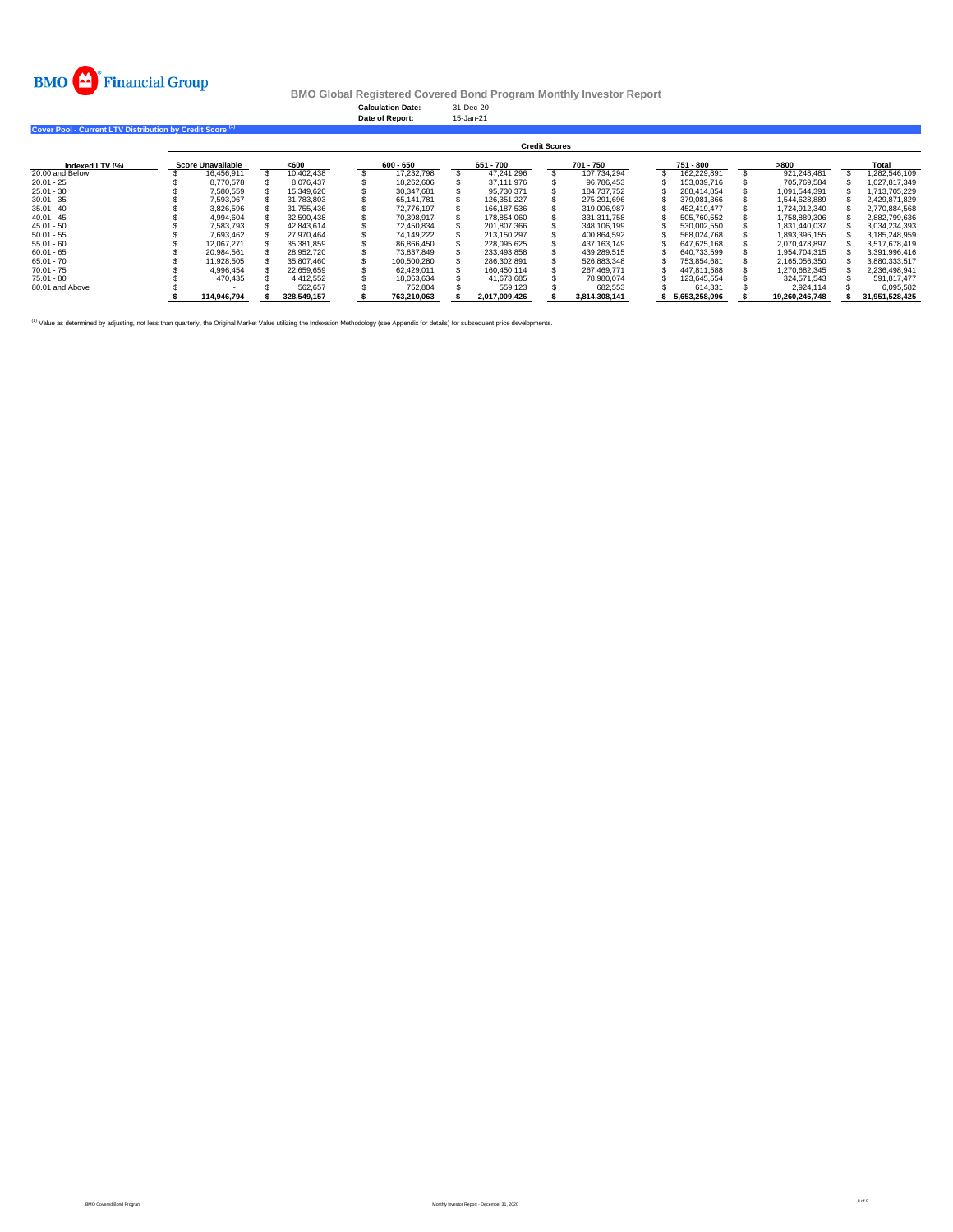BMO Financial Group

# BMO Global Registered Covered Bond Program Monthly Investor Report

**Calculation Date:** 31-Dec-20
**Date of Report:** 15-Jan-21

## Cover Pool - Current LTV Distribution by Credit Score [1]

| | Credit Scores | | | | | | | |
|---|---|---|---|---|---|---|---|---|
| **Indexed LTV (%)** | **Score Unavailable** | **<600** | **600 - 650** | **651 - 700** | **701 - 750** | **751 - 800** | **>800** | **Total** |
| 20.00 and Below | $ 16,456,911 | $ 10,402,438 | $ 17,232,798 | $ 47,241,296 | $ 107,734,294 | $ 162,229,891 | $ 921,248,481 | $ 1,282,546,109 |
| 20.01 - 25 | $ 8,770,578 | $ 8,076,437 | $ 18,262,606 | $ 37,111,976 | $ 96,786,453 | $ 153,039,716 | $ 705,769,584 | $ 1,027,817,349 |
| 25.01 - 30 | $ 7,580,559 | $ 15,349,620 | $ 30,347,681 | $ 95,730,371 | $ 184,737,752 | $ 288,414,854 | $ 1,091,544,391 | $ 1,713,705,229 |
| 30.01 - 35 | $ 7,593,067 | $ 31,783,803 | $ 65,141,781 | $ 126,351,227 | $ 275,291,696 | $ 379,081,366 | $ 1,544,628,889 | $ 2,429,871,829 |
| 35.01 - 40 | $ 3,826,596 | $ 31,755,436 | $ 72,776,197 | $ 166,187,536 | $ 319,006,987 | $ 452,419,477 | $ 1,724,912,340 | $ 2,770,884,568 |
| 40.01 - 45 | $ 4,994,604 | $ 32,590,438 | $ 70,398,917 | $ 178,854,060 | $ 331,311,758 | $ 505,760,552 | $ 1,758,889,306 | $ 2,882,799,636 |
| 45.01 - 50 | $ 7,583,793 | $ 42,843,614 | $ 72,450,834 | $ 201,807,366 | $ 348,106,199 | $ 530,002,550 | $ 1,831,440,037 | $ 3,034,234,393 |
| 50.01 - 55 | $ 7,693,462 | $ 27,970,464 | $ 74,149,222 | $ 213,150,297 | $ 400,864,592 | $ 568,024,768 | $ 1,893,396,155 | $ 3,185,248,959 |
| 55.01 - 60 | $ 12,067,271 | $ 35,381,859 | $ 86,866,450 | $ 228,095,625 | $ 437,163,149 | $ 647,625,168 | $ 2,070,478,897 | $ 3,517,678,419 |
| 60.01 - 65 | $ 20,984,561 | $ 28,952,720 | $ 73,837,849 | $ 233,493,858 | $ 439,289,515 | $ 640,733,599 | $ 1,954,704,315 | $ 3,391,996,416 |
| 65.01 - 70 | $ 11,928,505 | $ 35,807,460 | $ 100,500,280 | $ 286,302,891 | $ 526,883,348 | $ 753,854,681 | $ 2,165,056,350 | $ 3,880,333,517 |
| 70.01 - 75 | $ 4,996,454 | $ 22,659,659 | $ 62,429,011 | $ 160,450,114 | $ 267,469,771 | $ 447,811,588 | $ 1,270,682,345 | $ 2,236,498,941 |
| 75.01 - 80 | $ 470,435 | $ 4,412,552 | $ 18,063,634 | $ 41,673,685 | $ 78,980,074 | $ 123,645,554 | $ 324,571,543 | $ 591,817,477 |
| 80.01 and Above | $ - | $ 562,657 | $ 752,804 | $ 559,123 | $ 682,553 | $ 614,331 | $ 2,924,114 | $ 6,095,582 |
| | **$ 114,946,794** | **$ 328,549,157** | **$ 763,210,063** | **$ 2,017,009,426** | **$ 3,814,308,141** | **$ 5,653,258,096** | **$ 19,260,246,748** | **$ 31,951,528,425** |

[1] Value as determined by adjusting, not less than quarterly, the Original Market Value utilizing the Indexation Methodology (see Appendix for details) for subsequent price developments.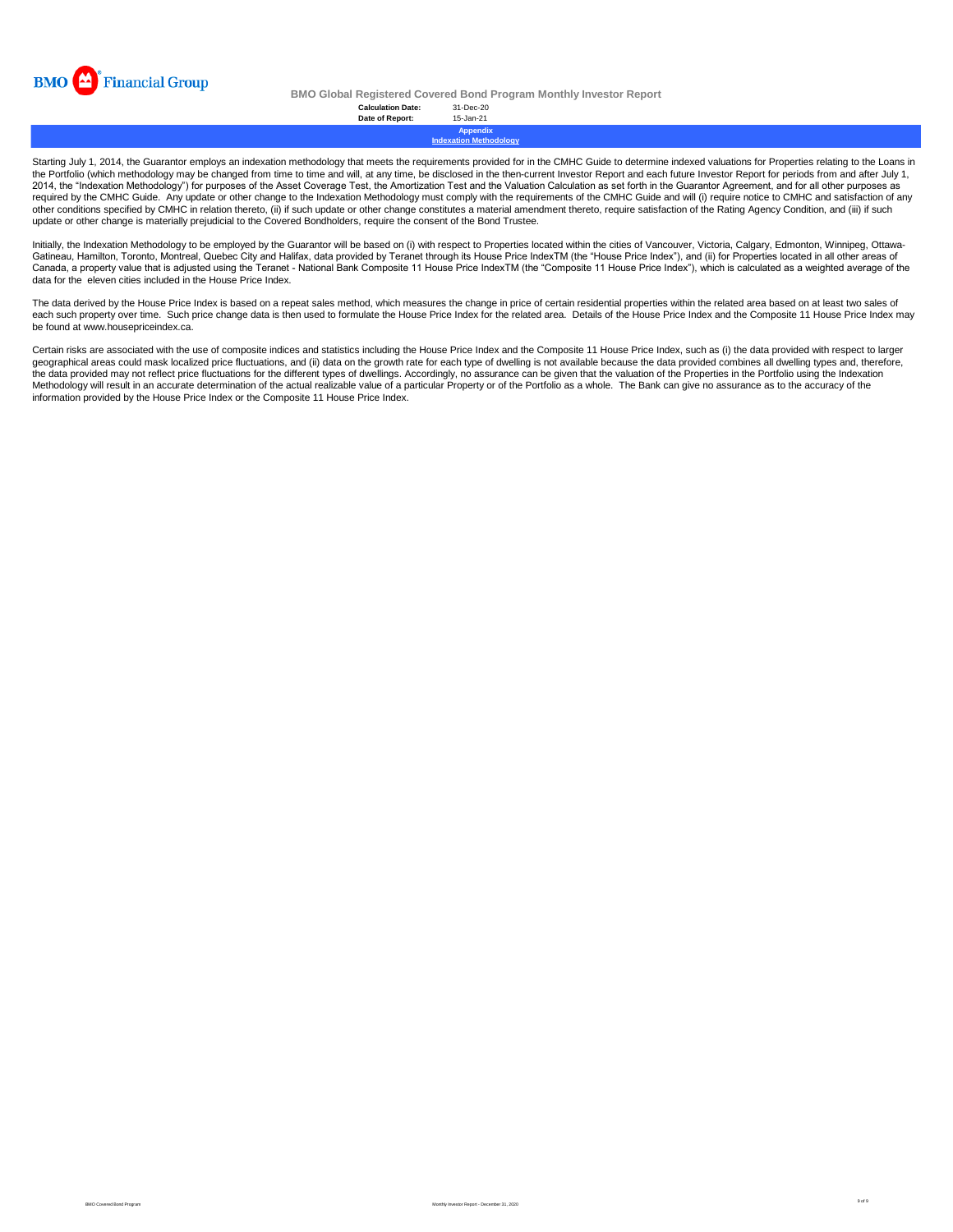BMO Global Registered Covered Bond Program Monthly Investor Report

**Calculation Date:** 31-Dec-20
**Date of Report:** 15-Jan-21

## Appendix
### Indexation Methodology

Starting July 1, 2014, the Guarantor employs an indexation methodology that meets the requirements provided for in the CMHC Guide to determine indexed valuations for Properties relating to the Loans in the Portfolio (which methodology may be changed from time to time and will, at any time, be disclosed in the then-current Investor Report and each future Investor Report for periods from and after July 1, 2014, the "Indexation Methodology") for purposes of the Asset Coverage Test, the Amortization Test and the Valuation Calculation as set forth in the Guarantor Agreement, and for all other purposes as required by the CMHC Guide. Any update or other change to the Indexation Methodology must comply with the requirements of the CMHC Guide and will (i) require notice to CMHC and satisfaction of any other conditions specified by CMHC in relation thereto, (ii) if such update or other change constitutes a material amendment thereto, require satisfaction of the Rating Agency Condition, and (iii) if such update or other change is materially prejudicial to the Covered Bondholders, require the consent of the Bond Trustee.

Initially, the Indexation Methodology to be employed by the Guarantor will be based on (i) with respect to Properties located within the cities of Vancouver, Victoria, Calgary, Edmonton, Winnipeg, Ottawa-Gatineau, Hamilton, Toronto, Montreal, Quebec City and Halifax, data provided by Teranet through its House Price IndexTM (the "House Price Index"), and (ii) for Properties located in all other areas of Canada, a property value that is adjusted using the Teranet - National Bank Composite 11 House Price IndexTM (the "Composite 11 House Price Index"), which is calculated as a weighted average of the data for the eleven cities included in the House Price Index.

The data derived by the House Price Index is based on a repeat sales method, which measures the change in price of certain residential properties within the related area based on at least two sales of each such property over time. Such price change data is then used to formulate the House Price Index for the related area. Details of the House Price Index and the Composite 11 House Price Index may be found at www.housepriceindex.ca.

Certain risks are associated with the use of composite indices and statistics including the House Price Index and the Composite 11 House Price Index, such as (i) the data provided with respect to larger geographical areas could mask localized price fluctuations, and (ii) data on the growth rate for each type of dwelling is not available because the data provided combines all dwelling types and, therefore, the data provided may not reflect price fluctuations for the different types of dwellings. Accordingly, no assurance can be given that the valuation of the Properties in the Portfolio using the Indexation Methodology will result in an accurate determination of the actual realizable value of a particular Property or of the Portfolio as a whole. The Bank can give no assurance as to the accuracy of the information provided by the House Price Index or the Composite 11 House Price Index.